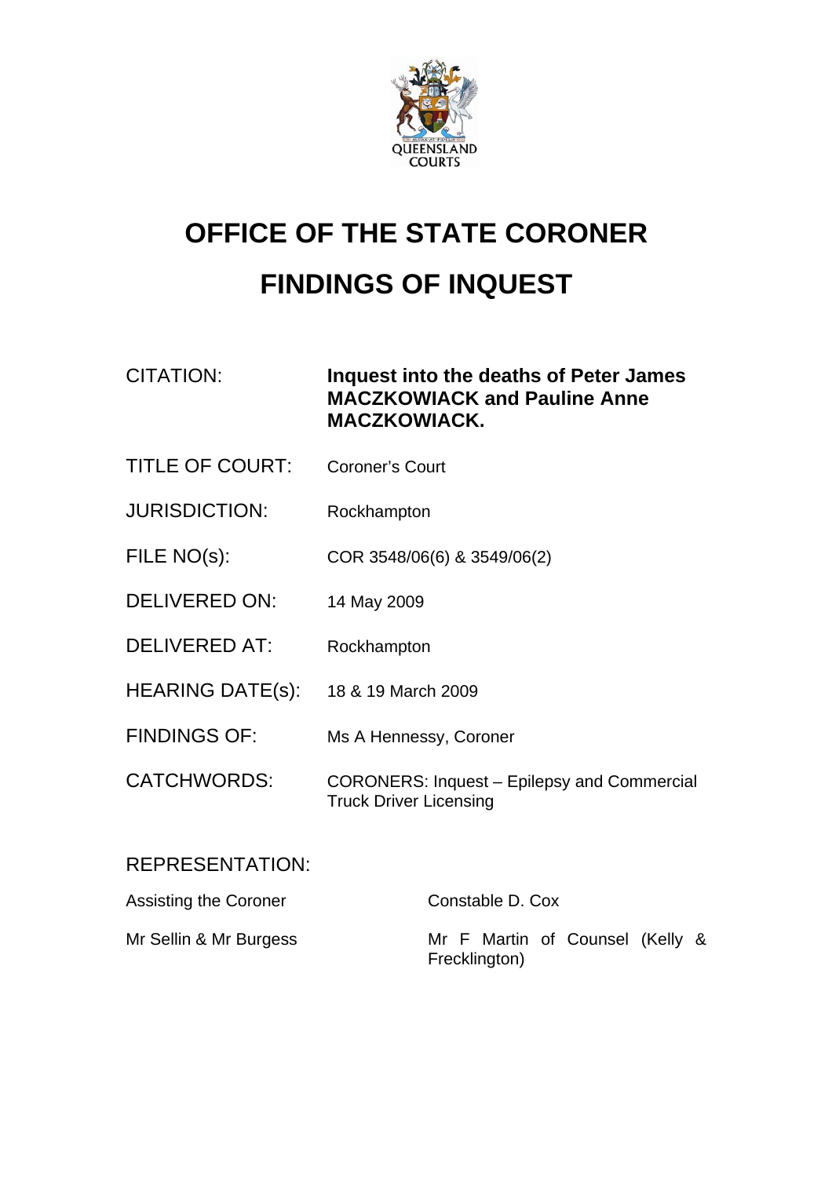QUEENSLAND COURTS

# OFFICE OF THE STATE CORONER

# FINDINGS OF INQUEST

| | |
|---|---|
| CITATION: | **Inquest into the deaths of Peter James MACZKOWIACK and Pauline Anne MACZKOWIACK.** |
| TITLE OF COURT: | Coroner's Court |
| JURISDICTION: | Rockhampton |
| FILE NO(s): | COR 3548/06(6) & 3549/06(2) |
| DELIVERED ON: | 14 May 2009 |
| DELIVERED AT: | Rockhampton |
| HEARING DATE(s): | 18 & 19 March 2009 |
| FINDINGS OF: | Ms A Hennessy, Coroner |
| CATCHWORDS: | CORONERS: Inquest – Epilepsy and Commercial Truck Driver Licensing |

REPRESENTATION:

| | |
|---|---|
| Assisting the Coroner | Constable D. Cox |
| Mr Sellin & Mr Burgess | Mr F Martin of Counsel (Kelly & Frecklington) |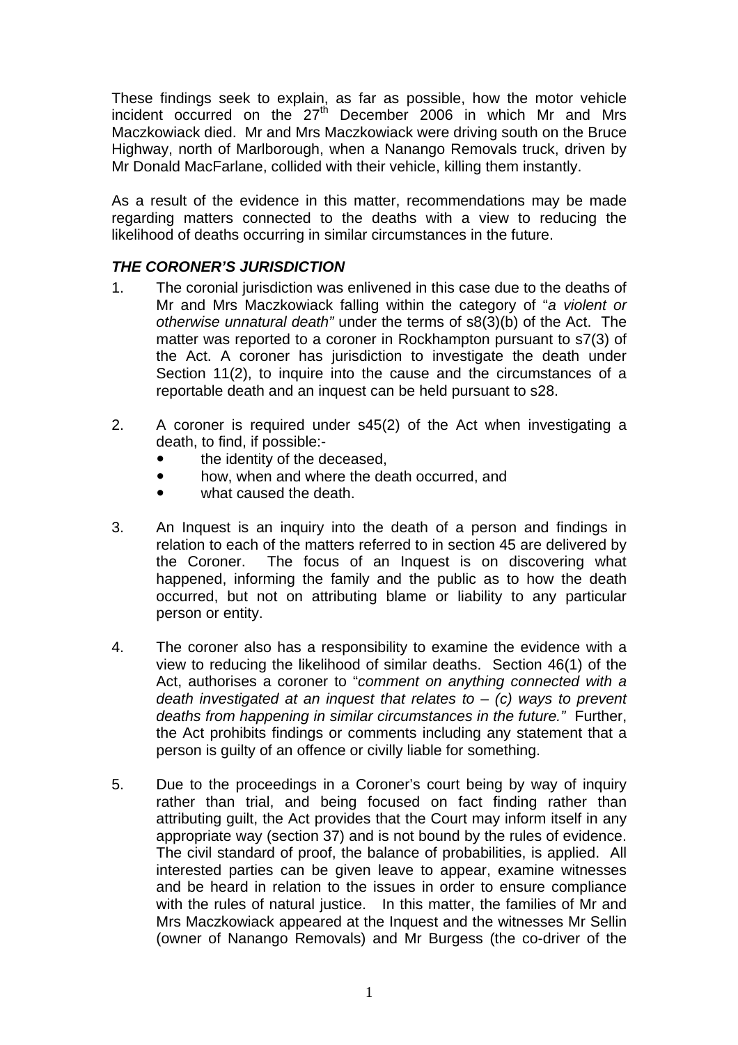These findings seek to explain, as far as possible, how the motor vehicle incident occurred on the 27th December 2006 in which Mr and Mrs Maczkowiack died. Mr and Mrs Maczkowiack were driving south on the Bruce Highway, north of Marlborough, when a Nanango Removals truck, driven by Mr Donald MacFarlane, collided with their vehicle, killing them instantly.

As a result of the evidence in this matter, recommendations may be made regarding matters connected to the deaths with a view to reducing the likelihood of deaths occurring in similar circumstances in the future.

### *THE CORONER'S JURISDICTION*

1. The coronial jurisdiction was enlivened in this case due to the deaths of Mr and Mrs Maczkowiack falling within the category of "*a violent or otherwise unnatural death"* under the terms of s8(3)(b) of the Act. The matter was reported to a coroner in Rockhampton pursuant to s7(3) of the Act. A coroner has jurisdiction to investigate the death under Section 11(2), to inquire into the cause and the circumstances of a reportable death and an inquest can be held pursuant to s28.

2. A coroner is required under s45(2) of the Act when investigating a death, to find, if possible:-
   - the identity of the deceased,
   - how, when and where the death occurred, and
   - what caused the death.

3. An Inquest is an inquiry into the death of a person and findings in relation to each of the matters referred to in section 45 are delivered by the Coroner. The focus of an Inquest is on discovering what happened, informing the family and the public as to how the death occurred, but not on attributing blame or liability to any particular person or entity.

4. The coroner also has a responsibility to examine the evidence with a view to reducing the likelihood of similar deaths. Section 46(1) of the Act, authorises a coroner to "*comment on anything connected with a death investigated at an inquest that relates to – (c) ways to prevent deaths from happening in similar circumstances in the future."* Further, the Act prohibits findings or comments including any statement that a person is guilty of an offence or civilly liable for something.

5. Due to the proceedings in a Coroner's court being by way of inquiry rather than trial, and being focused on fact finding rather than attributing guilt, the Act provides that the Court may inform itself in any appropriate way (section 37) and is not bound by the rules of evidence. The civil standard of proof, the balance of probabilities, is applied. All interested parties can be given leave to appear, examine witnesses and be heard in relation to the issues in order to ensure compliance with the rules of natural justice. In this matter, the families of Mr and Mrs Maczkowiack appeared at the Inquest and the witnesses Mr Sellin (owner of Nanango Removals) and Mr Burgess (the co-driver of the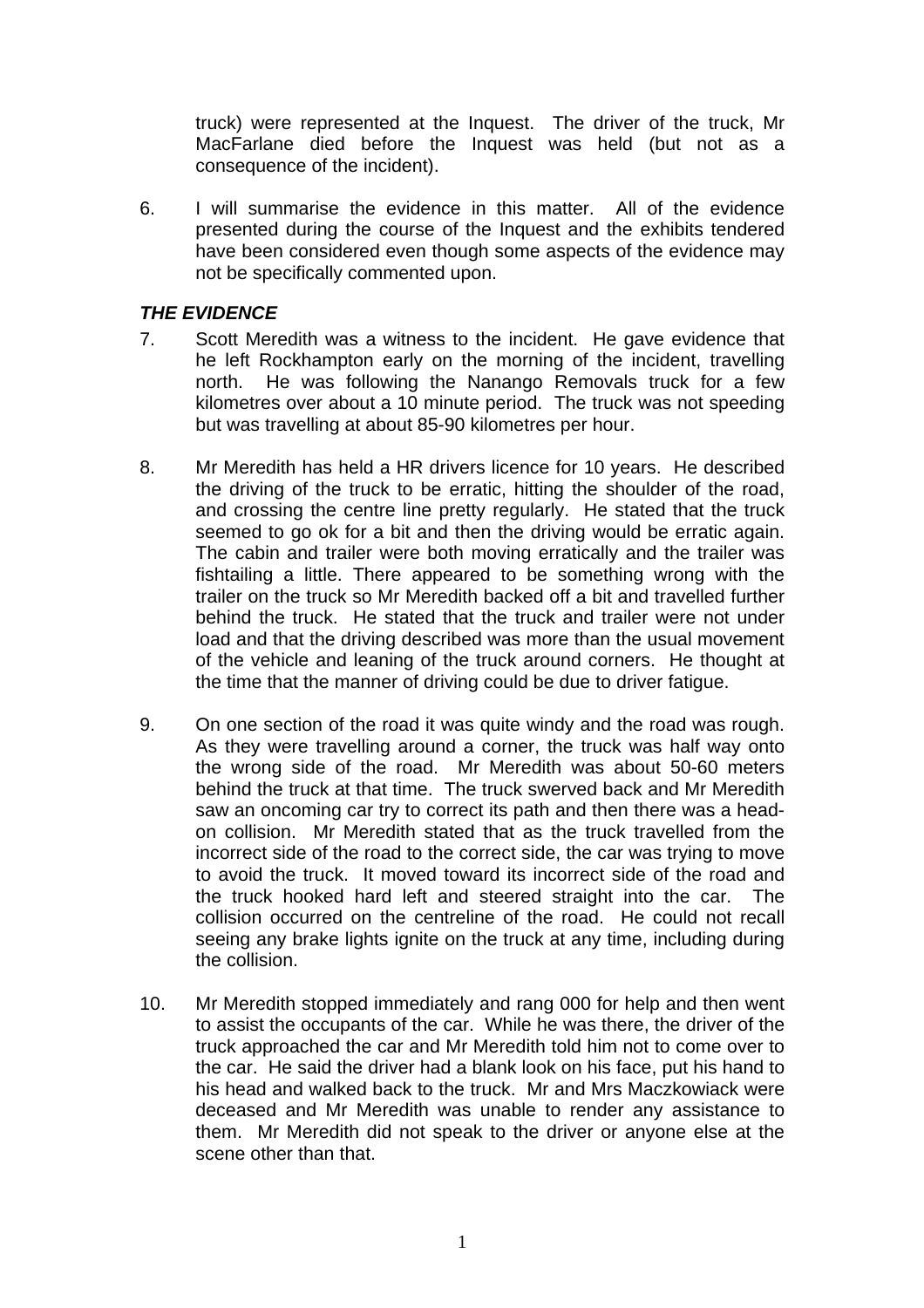truck) were represented at the Inquest. The driver of the truck, Mr MacFarlane died before the Inquest was held (but not as a consequence of the incident).

6. I will summarise the evidence in this matter. All of the evidence presented during the course of the Inquest and the exhibits tendered have been considered even though some aspects of the evidence may not be specifically commented upon.

***THE EVIDENCE***

7. Scott Meredith was a witness to the incident. He gave evidence that he left Rockhampton early on the morning of the incident, travelling north. He was following the Nanango Removals truck for a few kilometres over about a 10 minute period. The truck was not speeding but was travelling at about 85-90 kilometres per hour.

8. Mr Meredith has held a HR drivers licence for 10 years. He described the driving of the truck to be erratic, hitting the shoulder of the road, and crossing the centre line pretty regularly. He stated that the truck seemed to go ok for a bit and then the driving would be erratic again. The cabin and trailer were both moving erratically and the trailer was fishtailing a little. There appeared to be something wrong with the trailer on the truck so Mr Meredith backed off a bit and travelled further behind the truck. He stated that the truck and trailer were not under load and that the driving described was more than the usual movement of the vehicle and leaning of the truck around corners. He thought at the time that the manner of driving could be due to driver fatigue.

9. On one section of the road it was quite windy and the road was rough. As they were travelling around a corner, the truck was half way onto the wrong side of the road. Mr Meredith was about 50-60 meters behind the truck at that time. The truck swerved back and Mr Meredith saw an oncoming car try to correct its path and then there was a head-on collision. Mr Meredith stated that as the truck travelled from the incorrect side of the road to the correct side, the car was trying to move to avoid the truck. It moved toward its incorrect side of the road and the truck hooked hard left and steered straight into the car. The collision occurred on the centreline of the road. He could not recall seeing any brake lights ignite on the truck at any time, including during the collision.

10. Mr Meredith stopped immediately and rang 000 for help and then went to assist the occupants of the car. While he was there, the driver of the truck approached the car and Mr Meredith told him not to come over to the car. He said the driver had a blank look on his face, put his hand to his head and walked back to the truck. Mr and Mrs Maczkowiack were deceased and Mr Meredith was unable to render any assistance to them. Mr Meredith did not speak to the driver or anyone else at the scene other than that.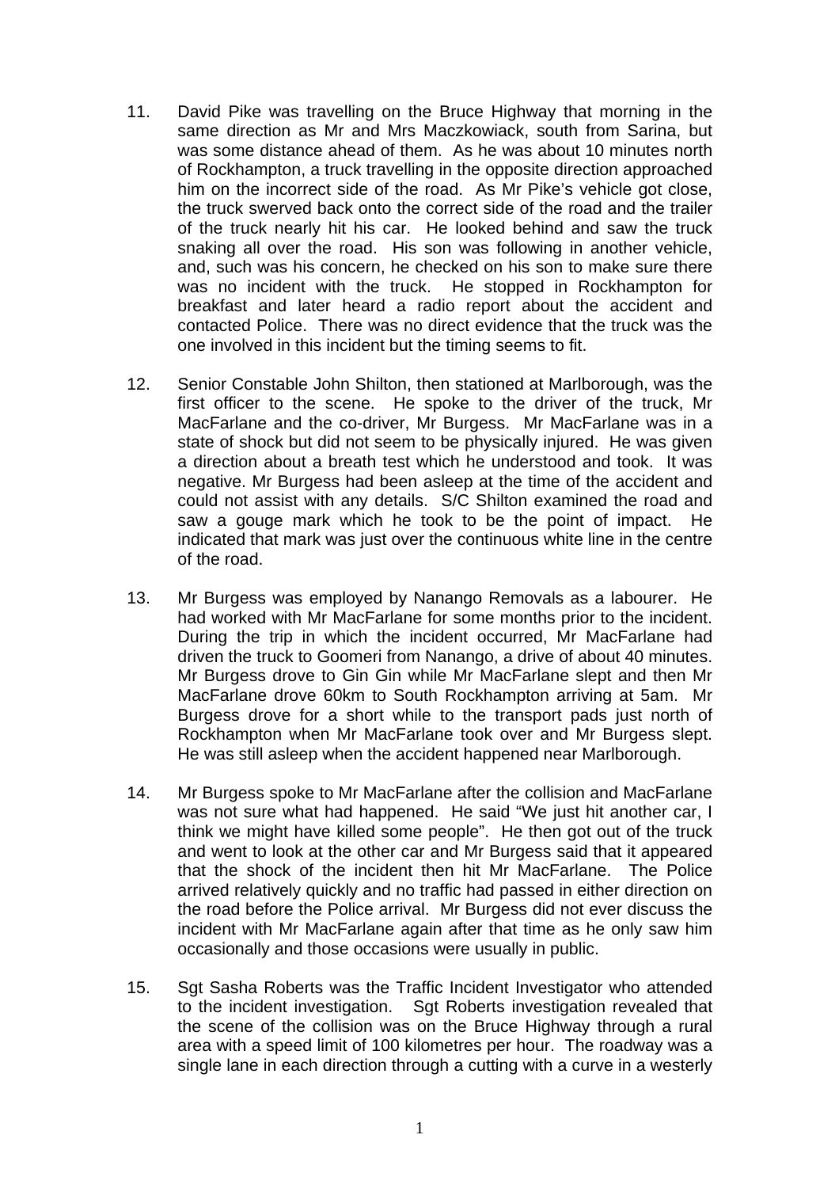11. David Pike was travelling on the Bruce Highway that morning in the same direction as Mr and Mrs Maczkowiack, south from Sarina, but was some distance ahead of them. As he was about 10 minutes north of Rockhampton, a truck travelling in the opposite direction approached him on the incorrect side of the road. As Mr Pike's vehicle got close, the truck swerved back onto the correct side of the road and the trailer of the truck nearly hit his car. He looked behind and saw the truck snaking all over the road. His son was following in another vehicle, and, such was his concern, he checked on his son to make sure there was no incident with the truck. He stopped in Rockhampton for breakfast and later heard a radio report about the accident and contacted Police. There was no direct evidence that the truck was the one involved in this incident but the timing seems to fit.

12. Senior Constable John Shilton, then stationed at Marlborough, was the first officer to the scene. He spoke to the driver of the truck, Mr MacFarlane and the co-driver, Mr Burgess. Mr MacFarlane was in a state of shock but did not seem to be physically injured. He was given a direction about a breath test which he understood and took. It was negative. Mr Burgess had been asleep at the time of the accident and could not assist with any details. S/C Shilton examined the road and saw a gouge mark which he took to be the point of impact. He indicated that mark was just over the continuous white line in the centre of the road.

13. Mr Burgess was employed by Nanango Removals as a labourer. He had worked with Mr MacFarlane for some months prior to the incident. During the trip in which the incident occurred, Mr MacFarlane had driven the truck to Goomeri from Nanango, a drive of about 40 minutes. Mr Burgess drove to Gin Gin while Mr MacFarlane slept and then Mr MacFarlane drove 60km to South Rockhampton arriving at 5am. Mr Burgess drove for a short while to the transport pads just north of Rockhampton when Mr MacFarlane took over and Mr Burgess slept. He was still asleep when the accident happened near Marlborough.

14. Mr Burgess spoke to Mr MacFarlane after the collision and MacFarlane was not sure what had happened. He said "We just hit another car, I think we might have killed some people". He then got out of the truck and went to look at the other car and Mr Burgess said that it appeared that the shock of the incident then hit Mr MacFarlane. The Police arrived relatively quickly and no traffic had passed in either direction on the road before the Police arrival. Mr Burgess did not ever discuss the incident with Mr MacFarlane again after that time as he only saw him occasionally and those occasions were usually in public.

15. Sgt Sasha Roberts was the Traffic Incident Investigator who attended to the incident investigation. Sgt Roberts investigation revealed that the scene of the collision was on the Bruce Highway through a rural area with a speed limit of 100 kilometres per hour. The roadway was a single lane in each direction through a cutting with a curve in a westerly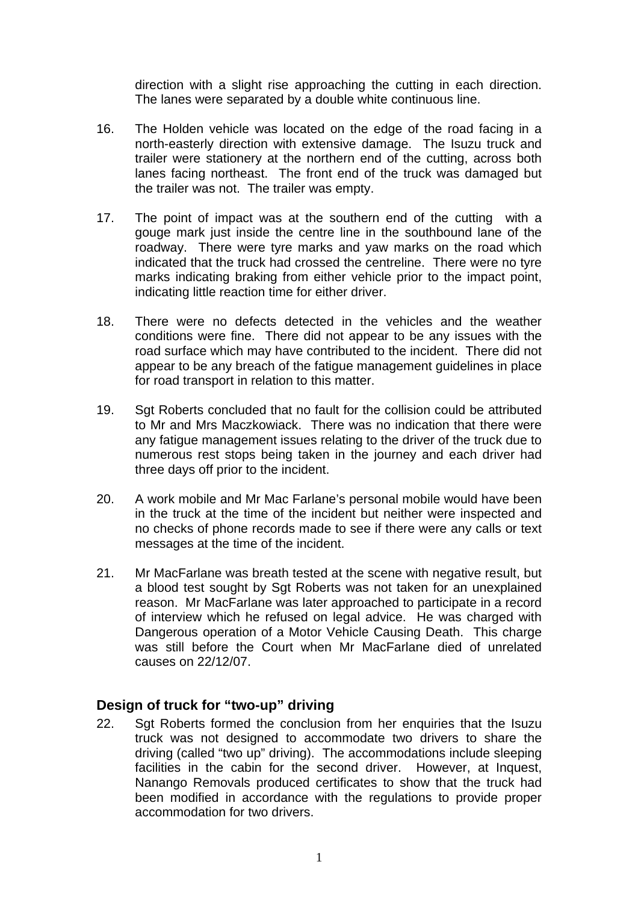direction with a slight rise approaching the cutting in each direction. The lanes were separated by a double white continuous line.

16. The Holden vehicle was located on the edge of the road facing in a north-easterly direction with extensive damage. The Isuzu truck and trailer were stationery at the northern end of the cutting, across both lanes facing northeast. The front end of the truck was damaged but the trailer was not. The trailer was empty.

17. The point of impact was at the southern end of the cutting with a gouge mark just inside the centre line in the southbound lane of the roadway. There were tyre marks and yaw marks on the road which indicated that the truck had crossed the centreline. There were no tyre marks indicating braking from either vehicle prior to the impact point, indicating little reaction time for either driver.

18. There were no defects detected in the vehicles and the weather conditions were fine. There did not appear to be any issues with the road surface which may have contributed to the incident. There did not appear to be any breach of the fatigue management guidelines in place for road transport in relation to this matter.

19. Sgt Roberts concluded that no fault for the collision could be attributed to Mr and Mrs Maczkowiack. There was no indication that there were any fatigue management issues relating to the driver of the truck due to numerous rest stops being taken in the journey and each driver had three days off prior to the incident.

20. A work mobile and Mr Mac Farlane's personal mobile would have been in the truck at the time of the incident but neither were inspected and no checks of phone records made to see if there were any calls or text messages at the time of the incident.

21. Mr MacFarlane was breath tested at the scene with negative result, but a blood test sought by Sgt Roberts was not taken for an unexplained reason. Mr MacFarlane was later approached to participate in a record of interview which he refused on legal advice. He was charged with Dangerous operation of a Motor Vehicle Causing Death. This charge was still before the Court when Mr MacFarlane died of unrelated causes on 22/12/07.

## Design of truck for "two-up" driving

22. Sgt Roberts formed the conclusion from her enquiries that the Isuzu truck was not designed to accommodate two drivers to share the driving (called "two up" driving). The accommodations include sleeping facilities in the cabin for the second driver. However, at Inquest, Nanango Removals produced certificates to show that the truck had been modified in accordance with the regulations to provide proper accommodation for two drivers.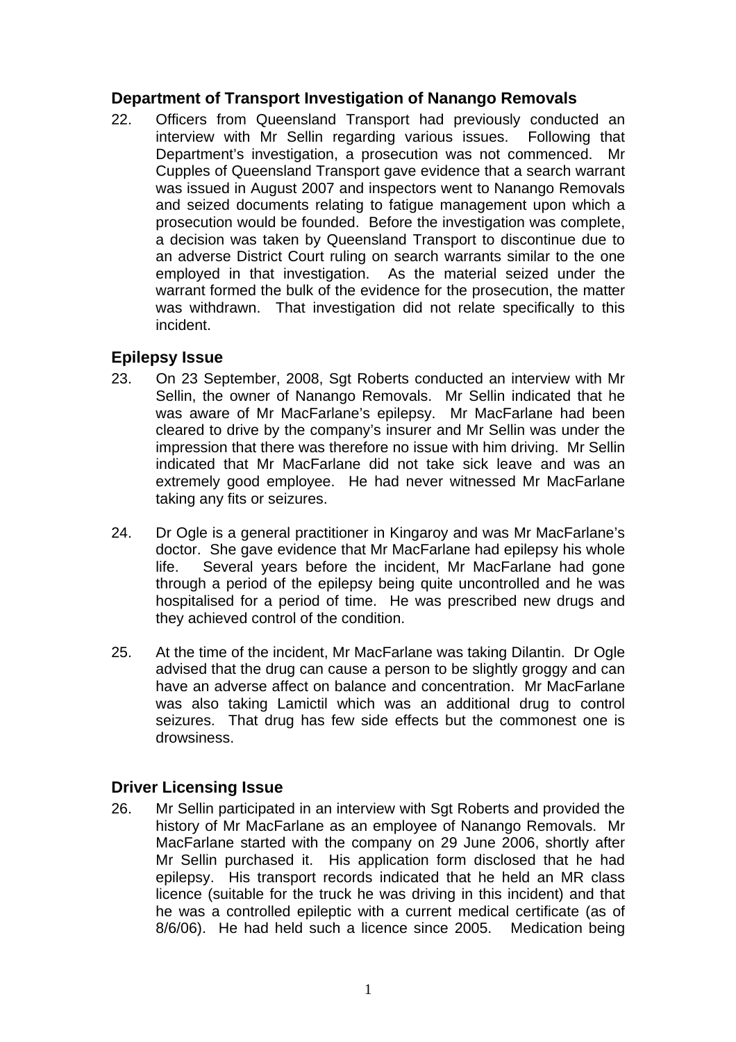## Department of Transport Investigation of Nanango Removals

22. Officers from Queensland Transport had previously conducted an interview with Mr Sellin regarding various issues. Following that Department's investigation, a prosecution was not commenced. Mr Cupples of Queensland Transport gave evidence that a search warrant was issued in August 2007 and inspectors went to Nanango Removals and seized documents relating to fatigue management upon which a prosecution would be founded. Before the investigation was complete, a decision was taken by Queensland Transport to discontinue due to an adverse District Court ruling on search warrants similar to the one employed in that investigation. As the material seized under the warrant formed the bulk of the evidence for the prosecution, the matter was withdrawn. That investigation did not relate specifically to this incident.

## Epilepsy Issue

23. On 23 September, 2008, Sgt Roberts conducted an interview with Mr Sellin, the owner of Nanango Removals. Mr Sellin indicated that he was aware of Mr MacFarlane's epilepsy. Mr MacFarlane had been cleared to drive by the company's insurer and Mr Sellin was under the impression that there was therefore no issue with him driving. Mr Sellin indicated that Mr MacFarlane did not take sick leave and was an extremely good employee. He had never witnessed Mr MacFarlane taking any fits or seizures.

24. Dr Ogle is a general practitioner in Kingaroy and was Mr MacFarlane's doctor. She gave evidence that Mr MacFarlane had epilepsy his whole life. Several years before the incident, Mr MacFarlane had gone through a period of the epilepsy being quite uncontrolled and he was hospitalised for a period of time. He was prescribed new drugs and they achieved control of the condition.

25. At the time of the incident, Mr MacFarlane was taking Dilantin. Dr Ogle advised that the drug can cause a person to be slightly groggy and can have an adverse affect on balance and concentration. Mr MacFarlane was also taking Lamictil which was an additional drug to control seizures. That drug has few side effects but the commonest one is drowsiness.

## Driver Licensing Issue

26. Mr Sellin participated in an interview with Sgt Roberts and provided the history of Mr MacFarlane as an employee of Nanango Removals. Mr MacFarlane started with the company on 29 June 2006, shortly after Mr Sellin purchased it. His application form disclosed that he had epilepsy. His transport records indicated that he held an MR class licence (suitable for the truck he was driving in this incident) and that he was a controlled epileptic with a current medical certificate (as of 8/6/06). He had held such a licence since 2005. Medication being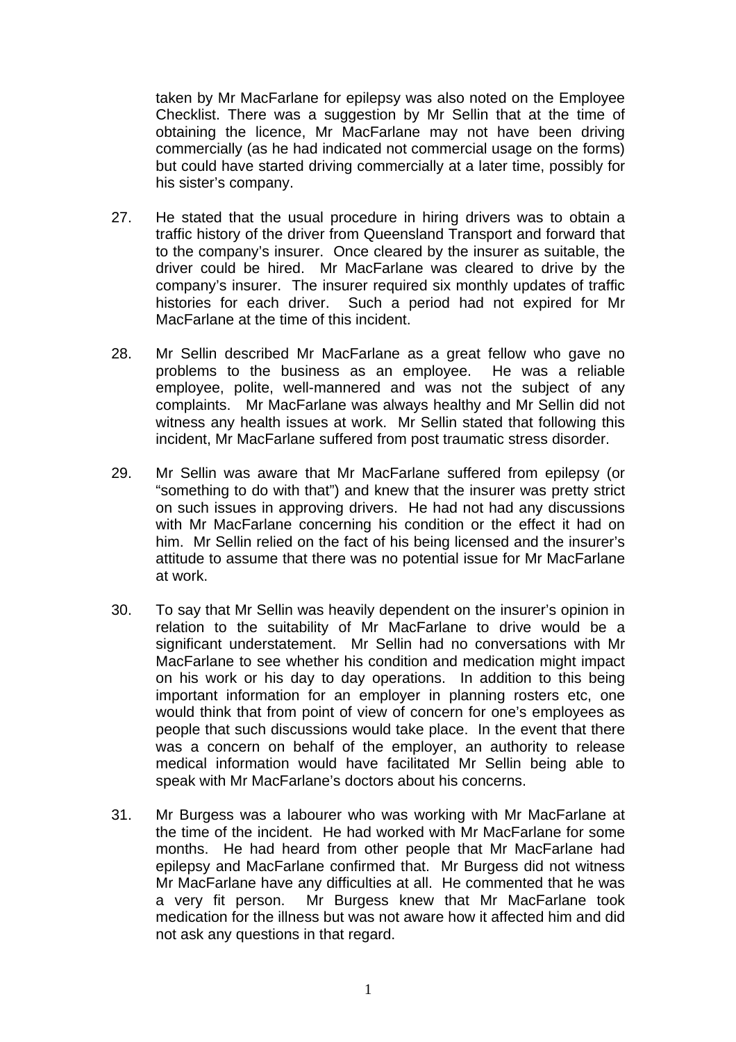taken by Mr MacFarlane for epilepsy was also noted on the Employee Checklist. There was a suggestion by Mr Sellin that at the time of obtaining the licence, Mr MacFarlane may not have been driving commercially (as he had indicated not commercial usage on the forms) but could have started driving commercially at a later time, possibly for his sister's company.

27. He stated that the usual procedure in hiring drivers was to obtain a traffic history of the driver from Queensland Transport and forward that to the company's insurer. Once cleared by the insurer as suitable, the driver could be hired. Mr MacFarlane was cleared to drive by the company's insurer. The insurer required six monthly updates of traffic histories for each driver. Such a period had not expired for Mr MacFarlane at the time of this incident.

28. Mr Sellin described Mr MacFarlane as a great fellow who gave no problems to the business as an employee. He was a reliable employee, polite, well-mannered and was not the subject of any complaints. Mr MacFarlane was always healthy and Mr Sellin did not witness any health issues at work. Mr Sellin stated that following this incident, Mr MacFarlane suffered from post traumatic stress disorder.

29. Mr Sellin was aware that Mr MacFarlane suffered from epilepsy (or "something to do with that") and knew that the insurer was pretty strict on such issues in approving drivers. He had not had any discussions with Mr MacFarlane concerning his condition or the effect it had on him. Mr Sellin relied on the fact of his being licensed and the insurer's attitude to assume that there was no potential issue for Mr MacFarlane at work.

30. To say that Mr Sellin was heavily dependent on the insurer's opinion in relation to the suitability of Mr MacFarlane to drive would be a significant understatement. Mr Sellin had no conversations with Mr MacFarlane to see whether his condition and medication might impact on his work or his day to day operations. In addition to this being important information for an employer in planning rosters etc, one would think that from point of view of concern for one's employees as people that such discussions would take place. In the event that there was a concern on behalf of the employer, an authority to release medical information would have facilitated Mr Sellin being able to speak with Mr MacFarlane's doctors about his concerns.

31. Mr Burgess was a labourer who was working with Mr MacFarlane at the time of the incident. He had worked with Mr MacFarlane for some months. He had heard from other people that Mr MacFarlane had epilepsy and MacFarlane confirmed that. Mr Burgess did not witness Mr MacFarlane have any difficulties at all. He commented that he was a very fit person. Mr Burgess knew that Mr MacFarlane took medication for the illness but was not aware how it affected him and did not ask any questions in that regard.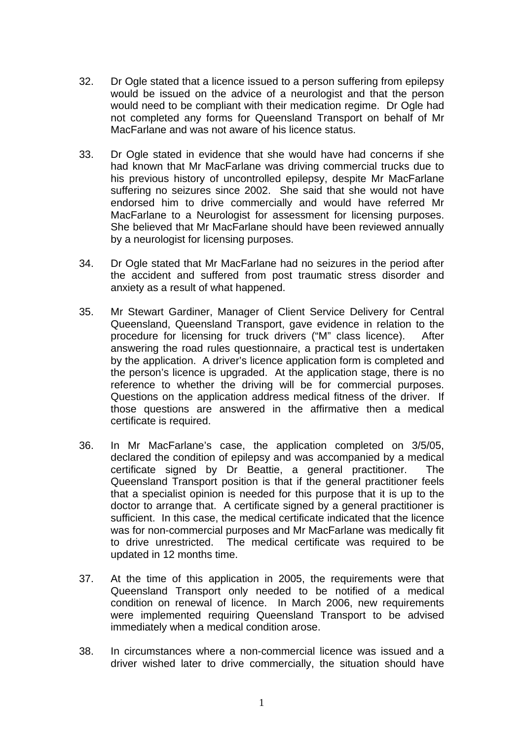32. Dr Ogle stated that a licence issued to a person suffering from epilepsy would be issued on the advice of a neurologist and that the person would need to be compliant with their medication regime. Dr Ogle had not completed any forms for Queensland Transport on behalf of Mr MacFarlane and was not aware of his licence status.

33. Dr Ogle stated in evidence that she would have had concerns if she had known that Mr MacFarlane was driving commercial trucks due to his previous history of uncontrolled epilepsy, despite Mr MacFarlane suffering no seizures since 2002. She said that she would not have endorsed him to drive commercially and would have referred Mr MacFarlane to a Neurologist for assessment for licensing purposes. She believed that Mr MacFarlane should have been reviewed annually by a neurologist for licensing purposes.

34. Dr Ogle stated that Mr MacFarlane had no seizures in the period after the accident and suffered from post traumatic stress disorder and anxiety as a result of what happened.

35. Mr Stewart Gardiner, Manager of Client Service Delivery for Central Queensland, Queensland Transport, gave evidence in relation to the procedure for licensing for truck drivers ("M" class licence). After answering the road rules questionnaire, a practical test is undertaken by the application. A driver's licence application form is completed and the person's licence is upgraded. At the application stage, there is no reference to whether the driving will be for commercial purposes. Questions on the application address medical fitness of the driver. If those questions are answered in the affirmative then a medical certificate is required.

36. In Mr MacFarlane's case, the application completed on 3/5/05, declared the condition of epilepsy and was accompanied by a medical certificate signed by Dr Beattie, a general practitioner. The Queensland Transport position is that if the general practitioner feels that a specialist opinion is needed for this purpose that it is up to the doctor to arrange that. A certificate signed by a general practitioner is sufficient. In this case, the medical certificate indicated that the licence was for non-commercial purposes and Mr MacFarlane was medically fit to drive unrestricted. The medical certificate was required to be updated in 12 months time.

37. At the time of this application in 2005, the requirements were that Queensland Transport only needed to be notified of a medical condition on renewal of licence. In March 2006, new requirements were implemented requiring Queensland Transport to be advised immediately when a medical condition arose.

38. In circumstances where a non-commercial licence was issued and a driver wished later to drive commercially, the situation should have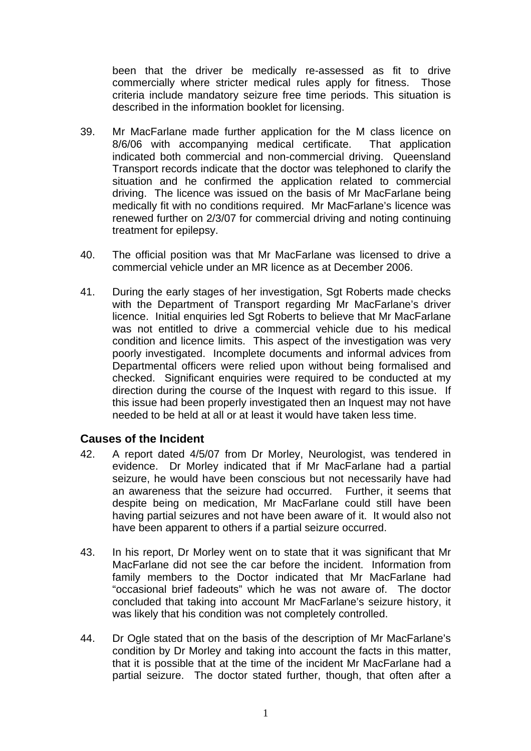been that the driver be medically re-assessed as fit to drive commercially where stricter medical rules apply for fitness. Those criteria include mandatory seizure free time periods. This situation is described in the information booklet for licensing.

39. Mr MacFarlane made further application for the M class licence on 8/6/06 with accompanying medical certificate. That application indicated both commercial and non-commercial driving. Queensland Transport records indicate that the doctor was telephoned to clarify the situation and he confirmed the application related to commercial driving. The licence was issued on the basis of Mr MacFarlane being medically fit with no conditions required. Mr MacFarlane's licence was renewed further on 2/3/07 for commercial driving and noting continuing treatment for epilepsy.

40. The official position was that Mr MacFarlane was licensed to drive a commercial vehicle under an MR licence as at December 2006.

41. During the early stages of her investigation, Sgt Roberts made checks with the Department of Transport regarding Mr MacFarlane's driver licence. Initial enquiries led Sgt Roberts to believe that Mr MacFarlane was not entitled to drive a commercial vehicle due to his medical condition and licence limits. This aspect of the investigation was very poorly investigated. Incomplete documents and informal advices from Departmental officers were relied upon without being formalised and checked. Significant enquiries were required to be conducted at my direction during the course of the Inquest with regard to this issue. If this issue had been properly investigated then an Inquest may not have needed to be held at all or at least it would have taken less time.

## Causes of the Incident

42. A report dated 4/5/07 from Dr Morley, Neurologist, was tendered in evidence. Dr Morley indicated that if Mr MacFarlane had a partial seizure, he would have been conscious but not necessarily have had an awareness that the seizure had occurred. Further, it seems that despite being on medication, Mr MacFarlane could still have been having partial seizures and not have been aware of it. It would also not have been apparent to others if a partial seizure occurred.

43. In his report, Dr Morley went on to state that it was significant that Mr MacFarlane did not see the car before the incident. Information from family members to the Doctor indicated that Mr MacFarlane had "occasional brief fadeouts" which he was not aware of. The doctor concluded that taking into account Mr MacFarlane's seizure history, it was likely that his condition was not completely controlled.

44. Dr Ogle stated that on the basis of the description of Mr MacFarlane's condition by Dr Morley and taking into account the facts in this matter, that it is possible that at the time of the incident Mr MacFarlane had a partial seizure. The doctor stated further, though, that often after a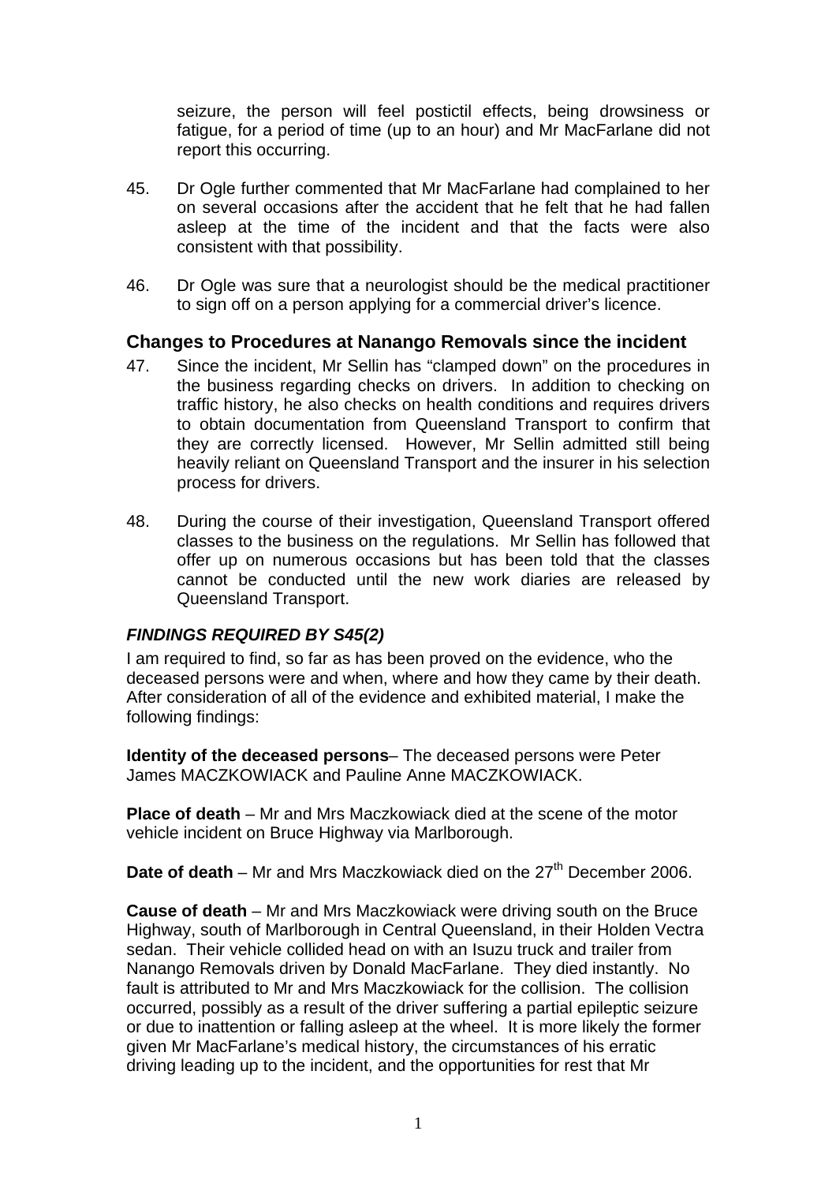seizure, the person will feel postictil effects, being drowsiness or fatigue, for a period of time (up to an hour) and Mr MacFarlane did not report this occurring.

45. Dr Ogle further commented that Mr MacFarlane had complained to her on several occasions after the accident that he felt that he had fallen asleep at the time of the incident and that the facts were also consistent with that possibility.

46. Dr Ogle was sure that a neurologist should be the medical practitioner to sign off on a person applying for a commercial driver's licence.

## Changes to Procedures at Nanango Removals since the incident

47. Since the incident, Mr Sellin has "clamped down" on the procedures in the business regarding checks on drivers. In addition to checking on traffic history, he also checks on health conditions and requires drivers to obtain documentation from Queensland Transport to confirm that they are correctly licensed. However, Mr Sellin admitted still being heavily reliant on Queensland Transport and the insurer in his selection process for drivers.

48. During the course of their investigation, Queensland Transport offered classes to the business on the regulations. Mr Sellin has followed that offer up on numerous occasions but has been told that the classes cannot be conducted until the new work diaries are released by Queensland Transport.

### *FINDINGS REQUIRED BY S45(2)*

I am required to find, so far as has been proved on the evidence, who the deceased persons were and when, where and how they came by their death. After consideration of all of the evidence and exhibited material, I make the following findings:

**Identity of the deceased persons**– The deceased persons were Peter James MACZKOWIACK and Pauline Anne MACZKOWIACK.

**Place of death** – Mr and Mrs Maczkowiack died at the scene of the motor vehicle incident on Bruce Highway via Marlborough.

**Date of death** – Mr and Mrs Maczkowiack died on the 27th December 2006.

**Cause of death** – Mr and Mrs Maczkowiack were driving south on the Bruce Highway, south of Marlborough in Central Queensland, in their Holden Vectra sedan. Their vehicle collided head on with an Isuzu truck and trailer from Nanango Removals driven by Donald MacFarlane. They died instantly. No fault is attributed to Mr and Mrs Maczkowiack for the collision. The collision occurred, possibly as a result of the driver suffering a partial epileptic seizure or due to inattention or falling asleep at the wheel. It is more likely the former given Mr MacFarlane's medical history, the circumstances of his erratic driving leading up to the incident, and the opportunities for rest that Mr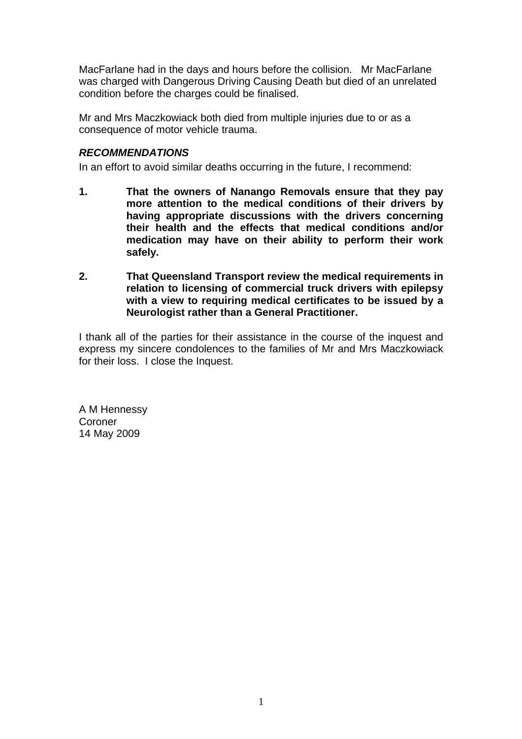MacFarlane had in the days and hours before the collision. Mr MacFarlane was charged with Dangerous Driving Causing Death but died of an unrelated condition before the charges could be finalised.

Mr and Mrs Maczkowiack both died from multiple injuries due to or as a consequence of motor vehicle trauma.

### *RECOMMENDATIONS*

In an effort to avoid similar deaths occurring in the future, I recommend:

1. **That the owners of Nanango Removals ensure that they pay more attention to the medical conditions of their drivers by having appropriate discussions with the drivers concerning their health and the effects that medical conditions and/or medication may have on their ability to perform their work safely.**

2. **That Queensland Transport review the medical requirements in relation to licensing of commercial truck drivers with epilepsy with a view to requiring medical certificates to be issued by a Neurologist rather than a General Practitioner.**

I thank all of the parties for their assistance in the course of the inquest and express my sincere condolences to the families of Mr and Mrs Maczkowiack for their loss. I close the Inquest.

A M Hennessy
Coroner
14 May 2009